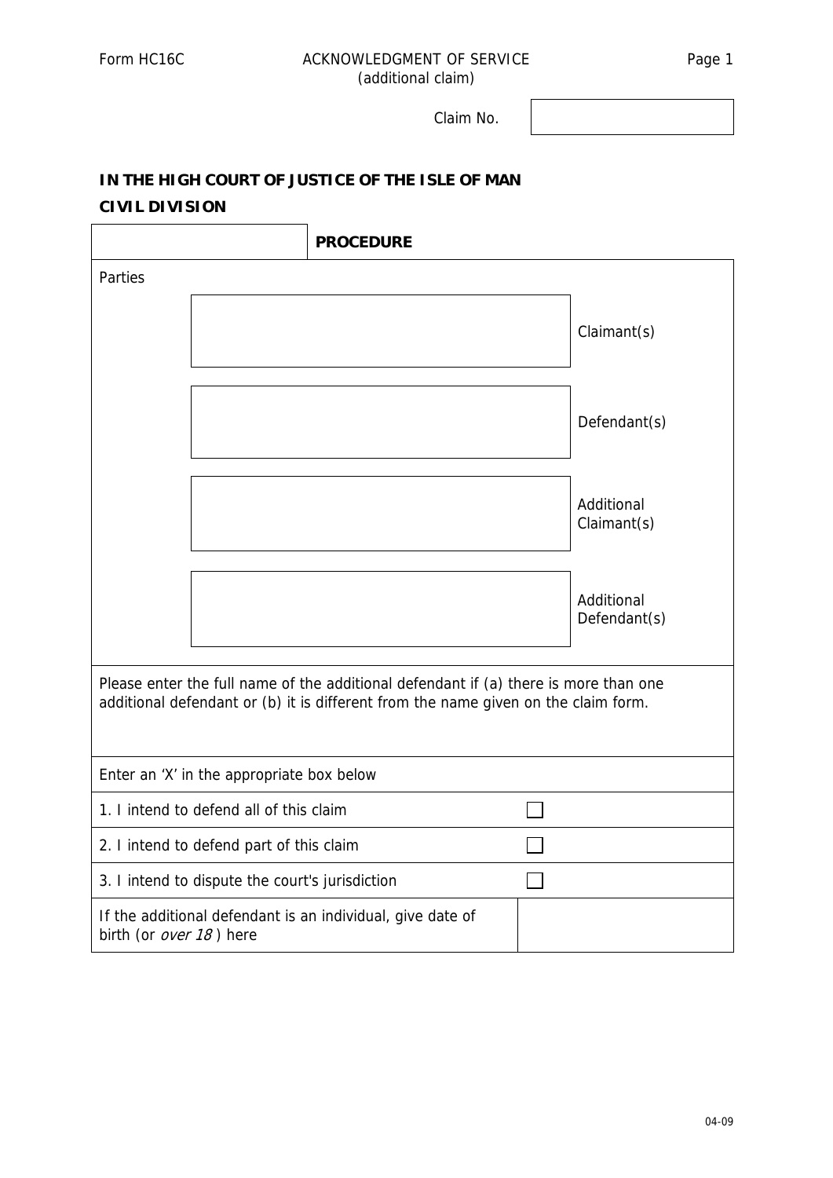Form HC16C

# ACKNOWLEDGMENT OF SERVICE
(additional claim)

Claim No. |          |

**IN THE HIGH COURT OF JUSTICE OF THE ISLE OF MAN**

**CIVIL DIVISION**

| | **PROCEDURE** |
|---|---|

Parties

| | |
|---|---|
| | Claimant(s) |
| | Defendant(s) |
| | Additional Claimant(s) |
| | Additional Defendant(s) |

Please enter the full name of the additional defendant if (a) there is more than one additional defendant or (b) it is different from the name given on the claim form.

| Enter an 'X' in the appropriate box below | |
|---|---|
| 1. I intend to defend all of this claim | ☐ |
| 2. I intend to defend part of this claim | ☐ |
| 3. I intend to dispute the court's jurisdiction | ☐ |
| If the additional defendant is an individual, give date of birth (or *over 18* ) here | |

04-09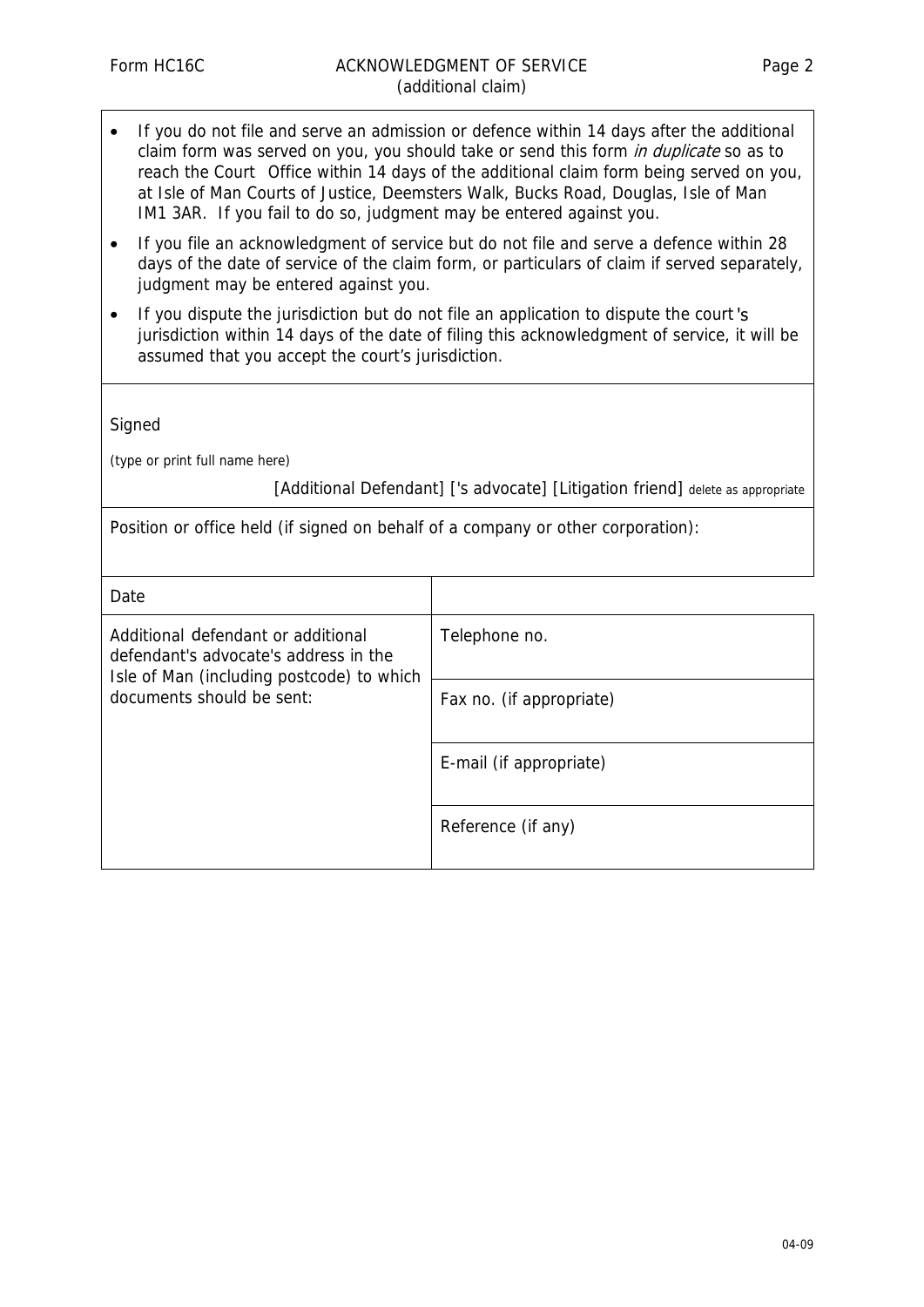- If you do not file and serve an admission or defence within 14 days after the additional claim form was served on you, you should take or send this form *in duplicate* so as to reach the Court Office within 14 days of the additional claim form being served on you, at Isle of Man Courts of Justice, Deemsters Walk, Bucks Road, Douglas, Isle of Man IM1 3AR. If you fail to do so, judgment may be entered against you.
- If you file an acknowledgment of service but do not file and serve a defence within 28 days of the date of service of the claim form, or particulars of claim if served separately, judgment may be entered against you.
- If you dispute the jurisdiction but do not file an application to dispute the court's jurisdiction within 14 days of the date of filing this acknowledgment of service, it will be assumed that you accept the court's jurisdiction.

Signed

(type or print full name here)

[Additional Defendant] ['s advocate] [Litigation friend] delete as appropriate

Position or office held (if signed on behalf of a company or other corporation):

| | |
|---|---|
| Date | |
| Additional defendant or additional defendant's advocate's address in the Isle of Man (including postcode) to which documents should be sent: | Telephone no. |
| | Fax no. (if appropriate) |
| | E-mail (if appropriate) |
| | Reference (if any) |

04-09